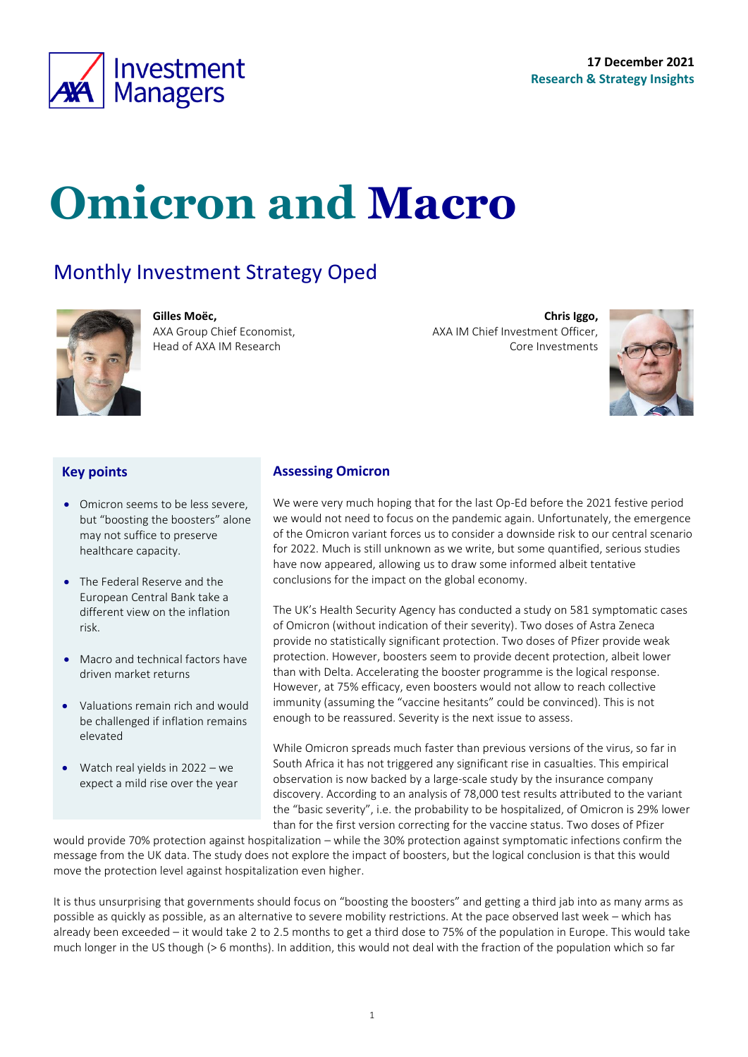17 December 2021
Research & Strategy Insights

# Omicron and Macro

## Monthly Investment Strategy Oped

**Gilles Moëc,**
AXA Group Chief Economist,
Head of AXA IM Research

**Chris Iggo,**
AXA IM Chief Investment Officer,
Core Investments

### Key points

- Omicron seems to be less severe, but "boosting the boosters" alone may not suffice to preserve healthcare capacity.
- The Federal Reserve and the European Central Bank take a different view on the inflation risk.
- Macro and technical factors have driven market returns
- Valuations remain rich and would be challenged if inflation remains elevated
- Watch real yields in 2022 – we expect a mild rise over the year

### Assessing Omicron

We were very much hoping that for the last Op-Ed before the 2021 festive period we would not need to focus on the pandemic again. Unfortunately, the emergence of the Omicron variant forces us to consider a downside risk to our central scenario for 2022. Much is still unknown as we write, but some quantified, serious studies have now appeared, allowing us to draw some informed albeit tentative conclusions for the impact on the global economy.

The UK's Health Security Agency has conducted a study on 581 symptomatic cases of Omicron (without indication of their severity). Two doses of Astra Zeneca provide no statistically significant protection. Two doses of Pfizer provide weak protection. However, boosters seem to provide decent protection, albeit lower than with Delta. Accelerating the booster programme is the logical response. However, at 75% efficacy, even boosters would not allow to reach collective immunity (assuming the "vaccine hesitants" could be convinced). This is not enough to be reassured. Severity is the next issue to assess.

While Omicron spreads much faster than previous versions of the virus, so far in South Africa it has not triggered any significant rise in casualties. This empirical observation is now backed by a large-scale study by the insurance company discovery. According to an analysis of 78,000 test results attributed to the variant the "basic severity", i.e. the probability to be hospitalized, of Omicron is 29% lower than for the first version correcting for the vaccine status. Two doses of Pfizer would provide 70% protection against hospitalization – while the 30% protection against symptomatic infections confirm the message from the UK data. The study does not explore the impact of boosters, but the logical conclusion is that this would move the protection level against hospitalization even higher.

It is thus unsurprising that governments should focus on "boosting the boosters" and getting a third jab into as many arms as possible as quickly as possible, as an alternative to severe mobility restrictions. At the pace observed last week – which has already been exceeded – it would take 2 to 2.5 months to get a third dose to 75% of the population in Europe. This would take much longer in the US though (> 6 months). In addition, this would not deal with the fraction of the population which so far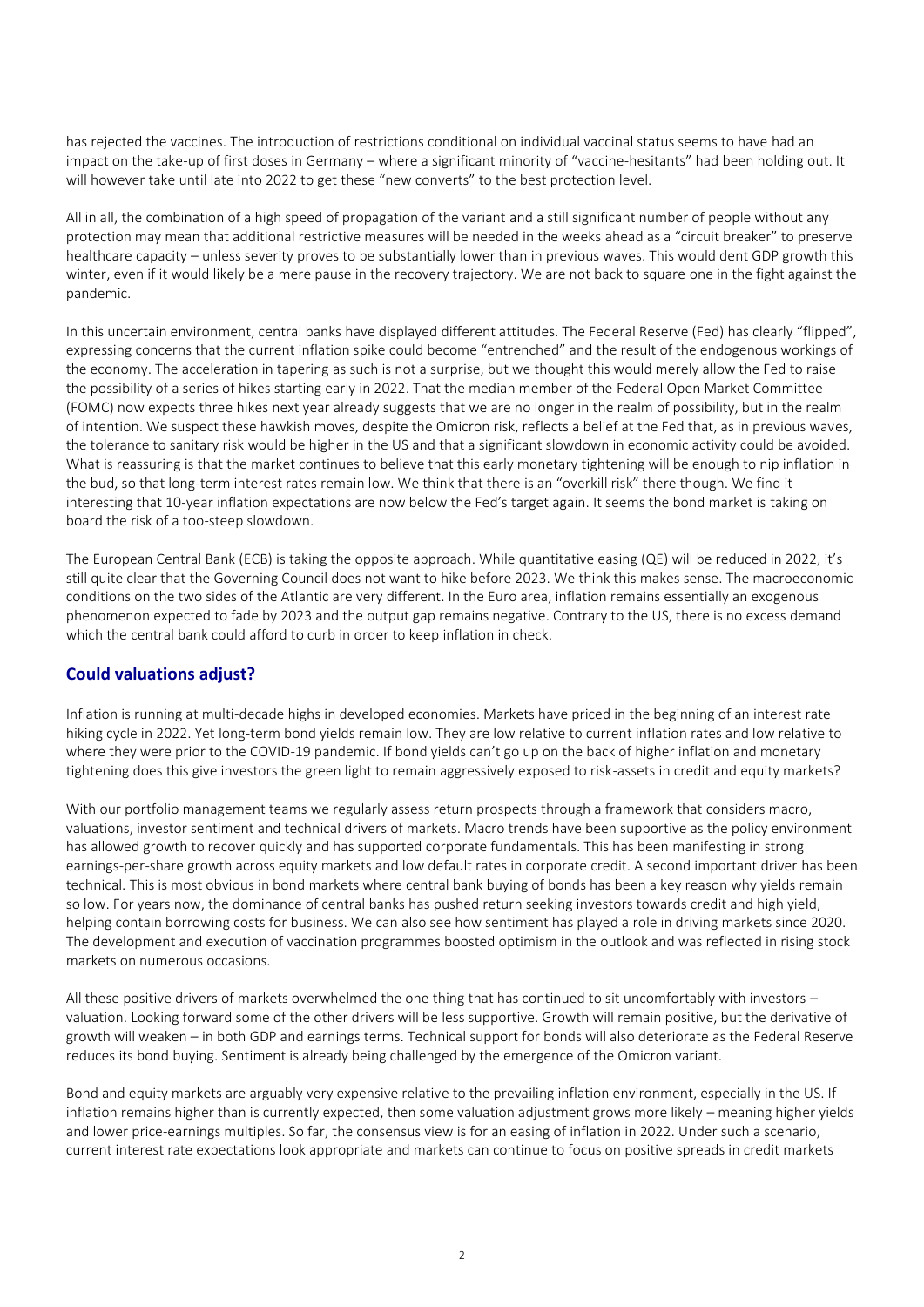has rejected the vaccines. The introduction of restrictions conditional on individual vaccinal status seems to have had an impact on the take-up of first doses in Germany – where a significant minority of "vaccine-hesitants" had been holding out. It will however take until late into 2022 to get these "new converts" to the best protection level.

All in all, the combination of a high speed of propagation of the variant and a still significant number of people without any protection may mean that additional restrictive measures will be needed in the weeks ahead as a "circuit breaker" to preserve healthcare capacity – unless severity proves to be substantially lower than in previous waves. This would dent GDP growth this winter, even if it would likely be a mere pause in the recovery trajectory. We are not back to square one in the fight against the pandemic.

In this uncertain environment, central banks have displayed different attitudes. The Federal Reserve (Fed) has clearly "flipped", expressing concerns that the current inflation spike could become "entrenched" and the result of the endogenous workings of the economy. The acceleration in tapering as such is not a surprise, but we thought this would merely allow the Fed to raise the possibility of a series of hikes starting early in 2022. That the median member of the Federal Open Market Committee (FOMC) now expects three hikes next year already suggests that we are no longer in the realm of possibility, but in the realm of intention. We suspect these hawkish moves, despite the Omicron risk, reflects a belief at the Fed that, as in previous waves, the tolerance to sanitary risk would be higher in the US and that a significant slowdown in economic activity could be avoided. What is reassuring is that the market continues to believe that this early monetary tightening will be enough to nip inflation in the bud, so that long-term interest rates remain low. We think that there is an "overkill risk" there though. We find it interesting that 10-year inflation expectations are now below the Fed's target again. It seems the bond market is taking on board the risk of a too-steep slowdown.

The European Central Bank (ECB) is taking the opposite approach. While quantitative easing (QE) will be reduced in 2022, it's still quite clear that the Governing Council does not want to hike before 2023. We think this makes sense. The macroeconomic conditions on the two sides of the Atlantic are very different. In the Euro area, inflation remains essentially an exogenous phenomenon expected to fade by 2023 and the output gap remains negative. Contrary to the US, there is no excess demand which the central bank could afford to curb in order to keep inflation in check.

## Could valuations adjust?

Inflation is running at multi-decade highs in developed economies. Markets have priced in the beginning of an interest rate hiking cycle in 2022. Yet long-term bond yields remain low. They are low relative to current inflation rates and low relative to where they were prior to the COVID-19 pandemic. If bond yields can't go up on the back of higher inflation and monetary tightening does this give investors the green light to remain aggressively exposed to risk-assets in credit and equity markets?

With our portfolio management teams we regularly assess return prospects through a framework that considers macro, valuations, investor sentiment and technical drivers of markets. Macro trends have been supportive as the policy environment has allowed growth to recover quickly and has supported corporate fundamentals. This has been manifesting in strong earnings-per-share growth across equity markets and low default rates in corporate credit. A second important driver has been technical. This is most obvious in bond markets where central bank buying of bonds has been a key reason why yields remain so low. For years now, the dominance of central banks has pushed return seeking investors towards credit and high yield, helping contain borrowing costs for business. We can also see how sentiment has played a role in driving markets since 2020. The development and execution of vaccination programmes boosted optimism in the outlook and was reflected in rising stock markets on numerous occasions.

All these positive drivers of markets overwhelmed the one thing that has continued to sit uncomfortably with investors – valuation. Looking forward some of the other drivers will be less supportive. Growth will remain positive, but the derivative of growth will weaken – in both GDP and earnings terms. Technical support for bonds will also deteriorate as the Federal Reserve reduces its bond buying. Sentiment is already being challenged by the emergence of the Omicron variant.

Bond and equity markets are arguably very expensive relative to the prevailing inflation environment, especially in the US. If inflation remains higher than is currently expected, then some valuation adjustment grows more likely – meaning higher yields and lower price-earnings multiples. So far, the consensus view is for an easing of inflation in 2022. Under such a scenario, current interest rate expectations look appropriate and markets can continue to focus on positive spreads in credit markets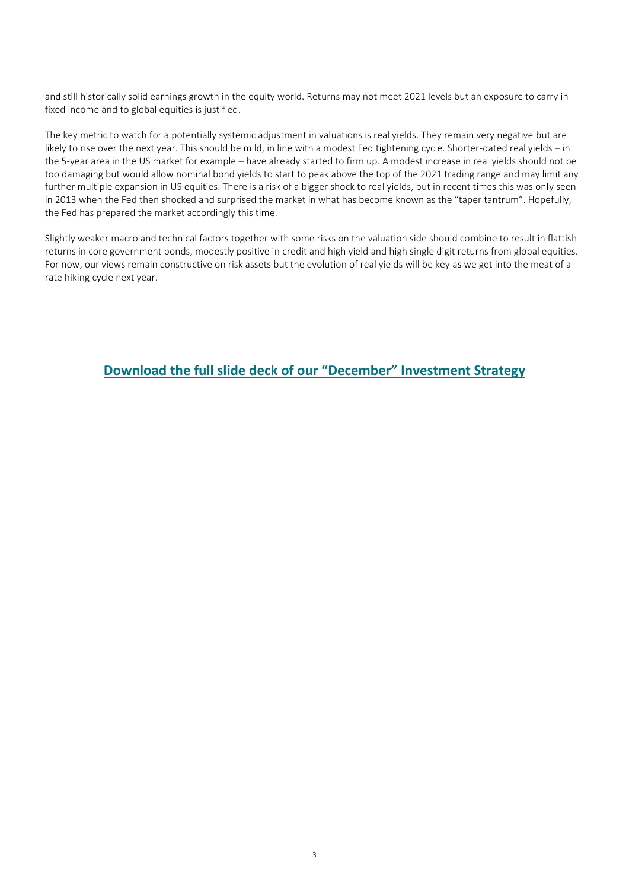and still historically solid earnings growth in the equity world. Returns may not meet 2021 levels but an exposure to carry in fixed income and to global equities is justified.

The key metric to watch for a potentially systemic adjustment in valuations is real yields. They remain very negative but are likely to rise over the next year. This should be mild, in line with a modest Fed tightening cycle. Shorter-dated real yields – in the 5-year area in the US market for example – have already started to firm up. A modest increase in real yields should not be too damaging but would allow nominal bond yields to start to peak above the top of the 2021 trading range and may limit any further multiple expansion in US equities. There is a risk of a bigger shock to real yields, but in recent times this was only seen in 2013 when the Fed then shocked and surprised the market in what has become known as the "taper tantrum". Hopefully, the Fed has prepared the market accordingly this time.

Slightly weaker macro and technical factors together with some risks on the valuation side should combine to result in flattish returns in core government bonds, modestly positive in credit and high yield and high single digit returns from global equities. For now, our views remain constructive on risk assets but the evolution of real yields will be key as we get into the meat of a rate hiking cycle next year.

## **Download the full slide deck of our "December" Investment Strategy**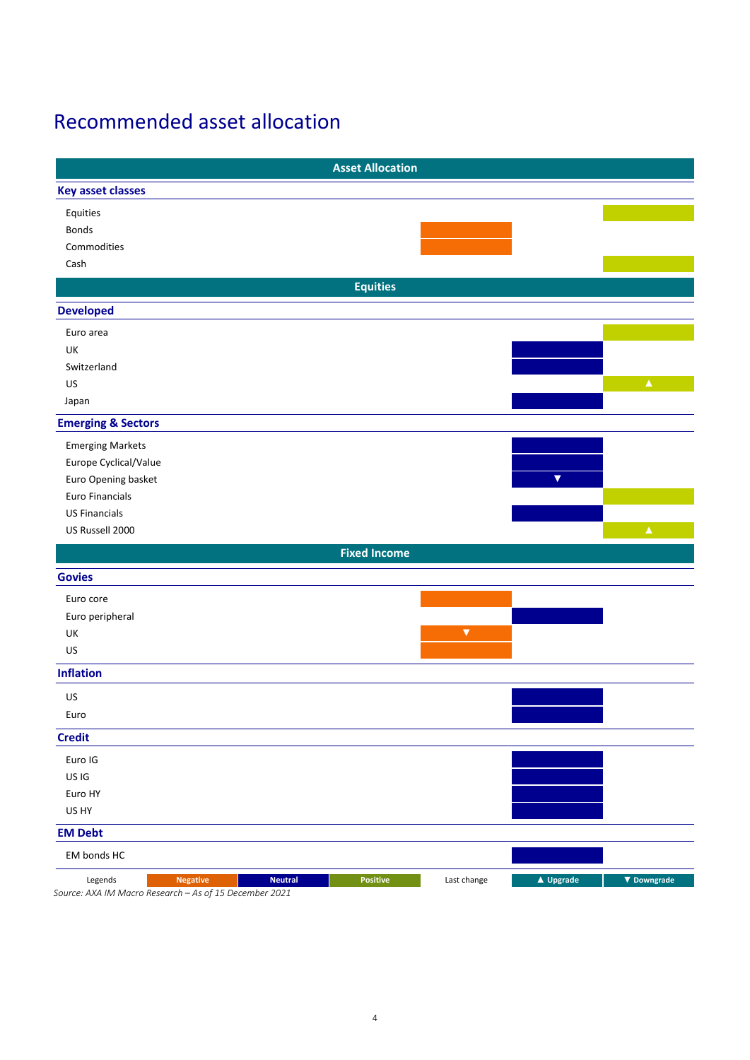# Recommended asset allocation

| Asset Allocation | Negative | Neutral | Positive |
|---|---|---|---|
| **Key asset classes** | | | |
| Equities | | | Positive |
| Bonds | Negative | | |
| Commodities | Negative | | |
| Cash | | | Positive |
| **Equities** | | | |
| **Developed** | | | |
| Euro area | | | Positive |
| UK | | Neutral | |
| Switzerland | | Neutral | |
| US | | | Positive ▲ |
| Japan | | Neutral | |
| **Emerging & Sectors** | | | |
| Emerging Markets | | Neutral | |
| Europe Cyclical/Value | | Neutral | |
| Euro Opening basket | | Neutral ▼ | |
| Euro Financials | | | Positive |
| US Financials | | Neutral | |
| US Russell 2000 | | | Positive ▲ |
| **Fixed Income** | | | |
| **Govies** | | | |
| Euro core | Negative | | |
| Euro peripheral | | Neutral | |
| UK | Negative ▼ | | |
| US | Negative | | |
| **Inflation** | | | |
| US | | Neutral | |
| Euro | | Neutral | |
| **Credit** | | | |
| Euro IG | | Neutral | |
| US IG | | Neutral | |
| Euro HY | | Neutral | |
| US HY | | Neutral | |
| **EM Debt** | | | |
| EM bonds HC | | Neutral | |

Legends: Negative | Neutral | Positive — Last change: ▲ Upgrade | ▼ Downgrade

*Source: AXA IM Macro Research – As of 15 December 2021*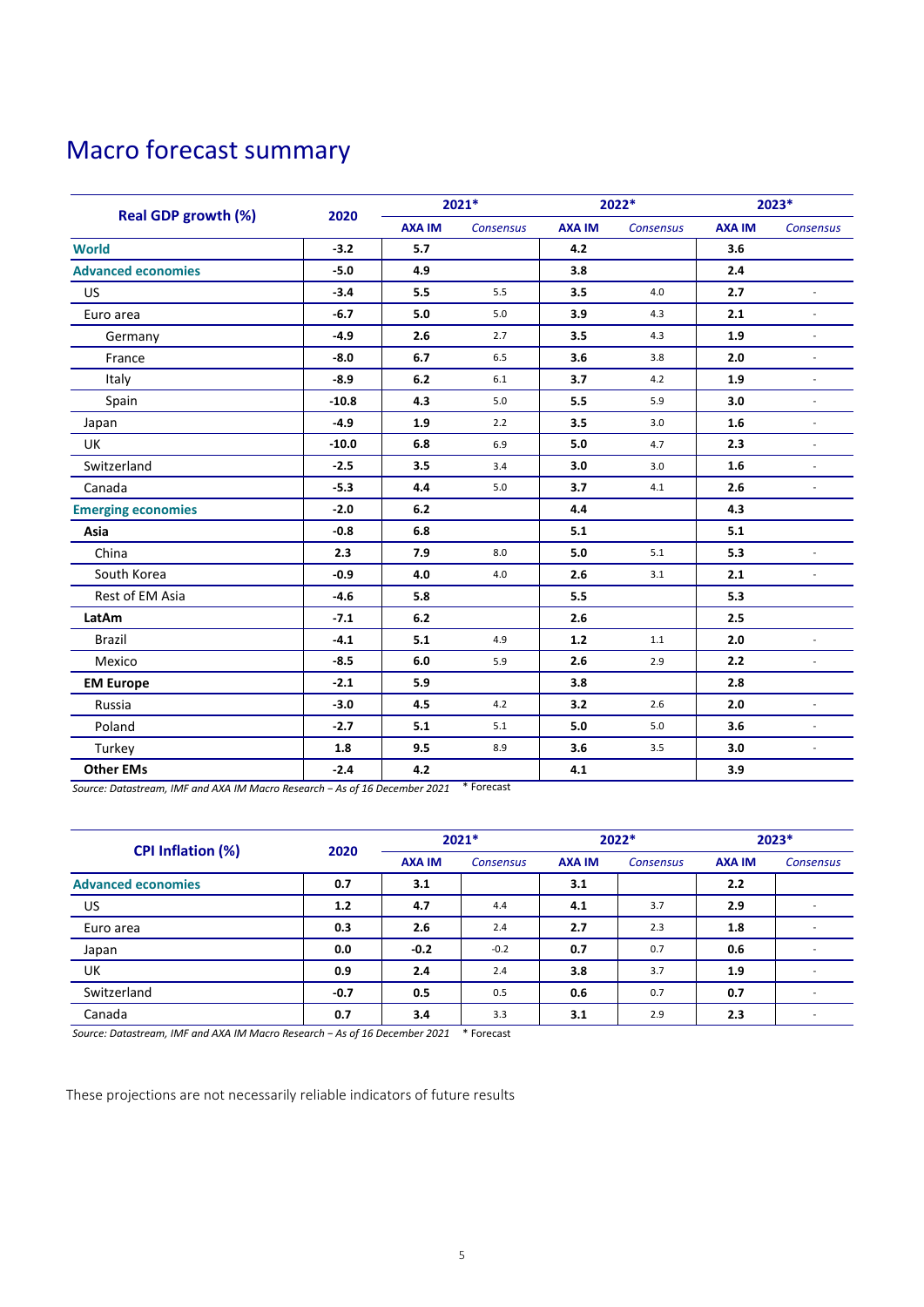# Macro forecast summary

| Real GDP growth (%) | 2020 | 2021* | | 2022* | | 2023* | |
|---|---|---|---|---|---|---|---|
| | | AXA IM | Consensus | AXA IM | Consensus | AXA IM | Consensus |
| **World** | -3.2 | 5.7 | | 4.2 | | 3.6 | |
| **Advanced economies** | -5.0 | 4.9 | | 3.8 | | 2.4 | |
| US | -3.4 | 5.5 | 5.5 | 3.5 | 4.0 | 2.7 | - |
| Euro area | -6.7 | 5.0 | 5.0 | 3.9 | 4.3 | 2.1 | - |
| Germany | -4.9 | 2.6 | 2.7 | 3.5 | 4.3 | 1.9 | - |
| France | -8.0 | 6.7 | 6.5 | 3.6 | 3.8 | 2.0 | - |
| Italy | -8.9 | 6.2 | 6.1 | 3.7 | 4.2 | 1.9 | - |
| Spain | -10.8 | 4.3 | 5.0 | 5.5 | 5.9 | 3.0 | - |
| Japan | -4.9 | 1.9 | 2.2 | 3.5 | 3.0 | 1.6 | - |
| UK | -10.0 | 6.8 | 6.9 | 5.0 | 4.7 | 2.3 | - |
| Switzerland | -2.5 | 3.5 | 3.4 | 3.0 | 3.0 | 1.6 | - |
| Canada | -5.3 | 4.4 | 5.0 | 3.7 | 4.1 | 2.6 | - |
| **Emerging economies** | -2.0 | 6.2 | | 4.4 | | 4.3 | |
| **Asia** | -0.8 | 6.8 | | 5.1 | | 5.1 | |
| China | 2.3 | 7.9 | 8.0 | 5.0 | 5.1 | 5.3 | - |
| South Korea | -0.9 | 4.0 | 4.0 | 2.6 | 3.1 | 2.1 | - |
| Rest of EM Asia | -4.6 | 5.8 | | 5.5 | | 5.3 | |
| **LatAm** | -7.1 | 6.2 | | 2.6 | | 2.5 | |
| Brazil | -4.1 | 5.1 | 4.9 | 1.2 | 1.1 | 2.0 | - |
| Mexico | -8.5 | 6.0 | 5.9 | 2.6 | 2.9 | 2.2 | - |
| **EM Europe** | -2.1 | 5.9 | | 3.8 | | 2.8 | |
| Russia | -3.0 | 4.5 | 4.2 | 3.2 | 2.6 | 2.0 | - |
| Poland | -2.7 | 5.1 | 5.1 | 5.0 | 5.0 | 3.6 | - |
| Turkey | 1.8 | 9.5 | 8.9 | 3.6 | 3.5 | 3.0 | - |
| **Other EMs** | -2.4 | 4.2 | | 4.1 | | 3.9 | |

*Source: Datastream, IMF and AXA IM Macro Research – As of 16 December 2021* * Forecast

| CPI Inflation (%) | 2020 | 2021* | | 2022* | | 2023* | |
|---|---|---|---|---|---|---|---|
| | | AXA IM | Consensus | AXA IM | Consensus | AXA IM | Consensus |
| **Advanced economies** | 0.7 | 3.1 | | 3.1 | | 2.2 | |
| US | 1.2 | 4.7 | 4.4 | 4.1 | 3.7 | 2.9 | - |
| Euro area | 0.3 | 2.6 | 2.4 | 2.7 | 2.3 | 1.8 | - |
| Japan | 0.0 | -0.2 | -0.2 | 0.7 | 0.7 | 0.6 | - |
| UK | 0.9 | 2.4 | 2.4 | 3.8 | 3.7 | 1.9 | - |
| Switzerland | -0.7 | 0.5 | 0.5 | 0.6 | 0.7 | 0.7 | - |
| Canada | 0.7 | 3.4 | 3.3 | 3.1 | 2.9 | 2.3 | - |

*Source: Datastream, IMF and AXA IM Macro Research – As of 16 December 2021* * Forecast

These projections are not necessarily reliable indicators of future results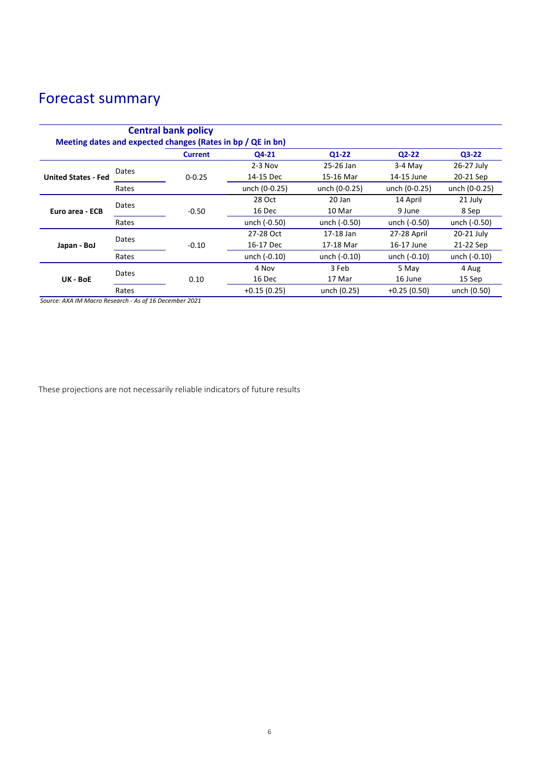# Forecast summary

| Central bank policy<br>Meeting dates and expected changes (Rates in bp / QE in bn) | | | | | | |
|---|---|---|---|---|---|---|
| | | Current | Q4-21 | Q1-22 | Q2-22 | Q3-22 |
| United States - Fed | Dates | 0-0.25 | 2-3 Nov<br>14-15 Dec | 25-26 Jan<br>15-16 Mar | 3-4 May<br>14-15 June | 26-27 July<br>20-21 Sep |
| | Rates | | unch (0-0.25) | unch (0-0.25) | unch (0-0.25) | unch (0-0.25) |
| Euro area - ECB | Dates | -0.50 | 28 Oct<br>16 Dec | 20 Jan<br>10 Mar | 14 April<br>9 June | 21 July<br>8 Sep |
| | Rates | | unch (-0.50) | unch (-0.50) | unch (-0.50) | unch (-0.50) |
| Japan - BoJ | Dates | -0.10 | 27-28 Oct<br>16-17 Dec | 17-18 Jan<br>17-18 Mar | 27-28 April<br>16-17 June | 20-21 July<br>21-22 Sep |
| | Rates | | unch (-0.10) | unch (-0.10) | unch (-0.10) | unch (-0.10) |
| UK - BoE | Dates | 0.10 | 4 Nov<br>16 Dec | 3 Feb<br>17 Mar | 5 May<br>16 June | 4 Aug<br>15 Sep |
| | Rates | | +0.15 (0.25) | unch (0.25) | +0.25 (0.50) | unch (0.50) |

*Source: AXA IM Macro Research - As of 16 December 2021*

These projections are not necessarily reliable indicators of future results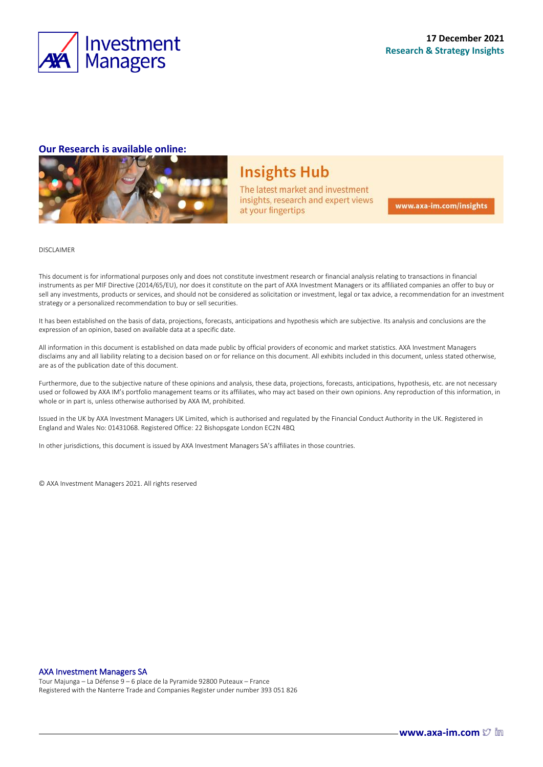**17 December 2021**
**Research & Strategy Insights**

## Our Research is available online:

**Insights Hub**

The latest market and investment insights, research and expert views at your fingertips

www.axa-im.com/insights

DISCLAIMER

This document is for informational purposes only and does not constitute investment research or financial analysis relating to transactions in financial instruments as per MIF Directive (2014/65/EU), nor does it constitute on the part of AXA Investment Managers or its affiliated companies an offer to buy or sell any investments, products or services, and should not be considered as solicitation or investment, legal or tax advice, a recommendation for an investment strategy or a personalized recommendation to buy or sell securities.

It has been established on the basis of data, projections, forecasts, anticipations and hypothesis which are subjective. Its analysis and conclusions are the expression of an opinion, based on available data at a specific date.

All information in this document is established on data made public by official providers of economic and market statistics. AXA Investment Managers disclaims any and all liability relating to a decision based on or for reliance on this document. All exhibits included in this document, unless stated otherwise, are as of the publication date of this document.

Furthermore, due to the subjective nature of these opinions and analysis, these data, projections, forecasts, anticipations, hypothesis, etc. are not necessary used or followed by AXA IM's portfolio management teams or its affiliates, who may act based on their own opinions. Any reproduction of this information, in whole or in part is, unless otherwise authorised by AXA IM, prohibited.

Issued in the UK by AXA Investment Managers UK Limited, which is authorised and regulated by the Financial Conduct Authority in the UK. Registered in England and Wales No: 01431068. Registered Office: 22 Bishopsgate London EC2N 4BQ

In other jurisdictions, this document is issued by AXA Investment Managers SA's affiliates in those countries.

© AXA Investment Managers 2021. All rights reserved

**AXA Investment Managers SA**
Tour Majunga – La Défense 9 – 6 place de la Pyramide 92800 Puteaux – France
Registered with the Nanterre Trade and Companies Register under number 393 051 826

**www.axa-im.com**